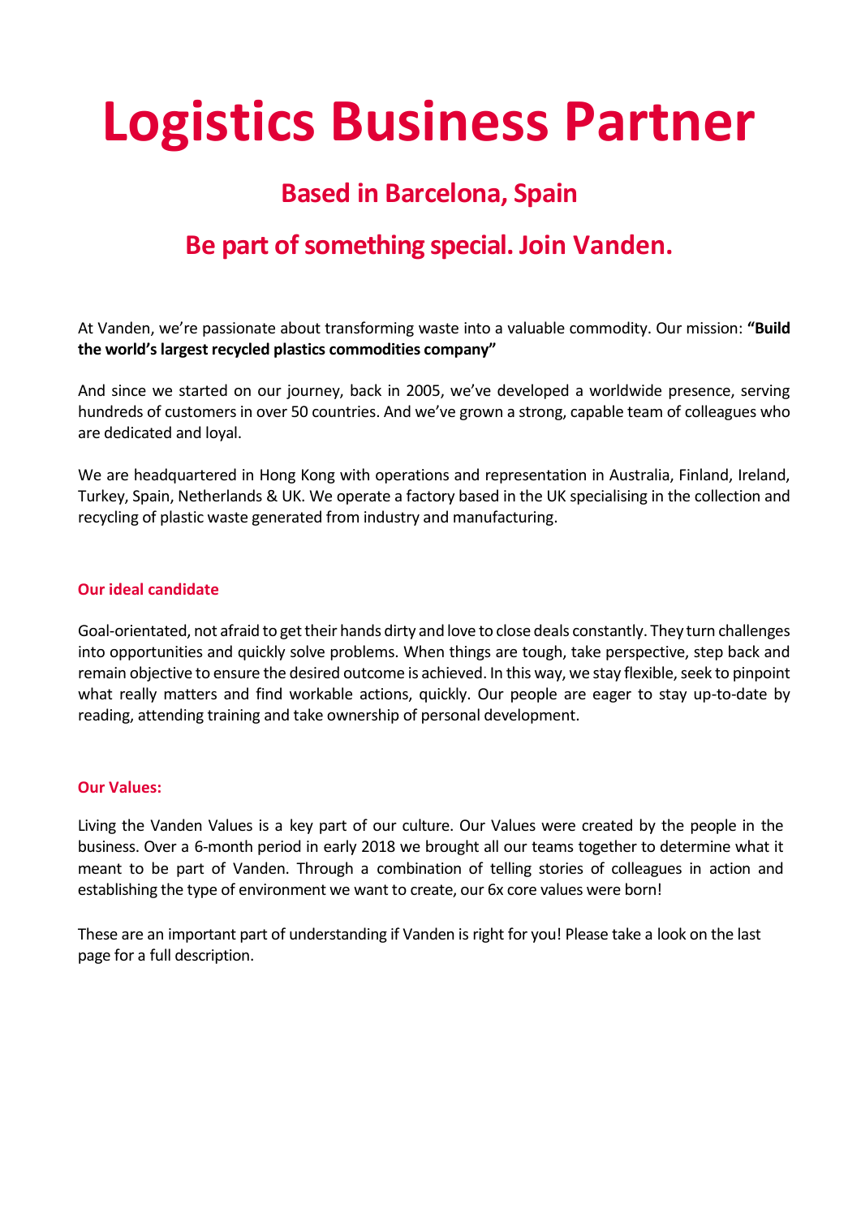# Logistics Business Partner

## Based in Barcelona, Spain

## Be part of something special. Join Vanden.

At Vanden, we're passionate about transforming waste into a valuable commodity. Our mission: **"Build the world's largest recycled plastics commodities company"**

And since we started on our journey, back in 2005, we've developed a worldwide presence, serving hundreds of customers in over 50 countries. And we've grown a strong, capable team of colleagues who are dedicated and loyal.

We are headquartered in Hong Kong with operations and representation in Australia, Finland, Ireland, Turkey, Spain, Netherlands & UK. We operate a factory based in the UK specialising in the collection and recycling of plastic waste generated from industry and manufacturing.

### Our ideal candidate

Goal-orientated, not afraid to get their hands dirty and love to close deals constantly. They turn challenges into opportunities and quickly solve problems. When things are tough, take perspective, step back and remain objective to ensure the desired outcome is achieved. In this way, we stay flexible, seek to pinpoint what really matters and find workable actions, quickly. Our people are eager to stay up-to-date by reading, attending training and take ownership of personal development.

### Our Values:

Living the Vanden Values is a key part of our culture. Our Values were created by the people in the business. Over a 6-month period in early 2018 we brought all our teams together to determine what it meant to be part of Vanden. Through a combination of telling stories of colleagues in action and establishing the type of environment we want to create, our 6x core values were born!

These are an important part of understanding if Vanden is right for you! Please take a look on the last page for a full description.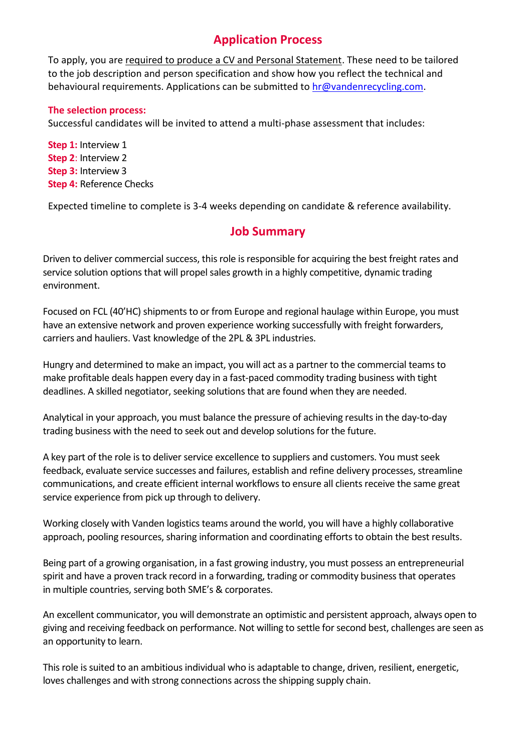## Application Process

To apply, you are required to produce a CV and Personal Statement. These need to be tailored to the job description and person specification and show how you reflect the technical and behavioural requirements. Applications can be submitted to hr@vandenrecycling.com.

**The selection process:**

Successful candidates will be invited to attend a multi-phase assessment that includes:

**Step 1:** Interview 1
**Step 2**: Interview 2
**Step 3:** Interview 3
**Step 4:** Reference Checks

Expected timeline to complete is 3-4 weeks depending on candidate & reference availability.

## Job Summary

Driven to deliver commercial success, this role is responsible for acquiring the best freight rates and service solution options that will propel sales growth in a highly competitive, dynamic trading environment.

Focused on FCL (40'HC) shipments to or from Europe and regional haulage within Europe, you must have an extensive network and proven experience working successfully with freight forwarders, carriers and hauliers. Vast knowledge of the 2PL & 3PL industries.

Hungry and determined to make an impact, you will act as a partner to the commercial teams to make profitable deals happen every day in a fast-paced commodity trading business with tight deadlines. A skilled negotiator, seeking solutions that are found when they are needed.

Analytical in your approach, you must balance the pressure of achieving results in the day-to-day trading business with the need to seek out and develop solutions for the future.

A key part of the role is to deliver service excellence to suppliers and customers. You must seek feedback, evaluate service successes and failures, establish and refine delivery processes, streamline communications, and create efficient internal workflows to ensure all clients receive the same great service experience from pick up through to delivery.

Working closely with Vanden logistics teams around the world, you will have a highly collaborative approach, pooling resources, sharing information and coordinating efforts to obtain the best results.

Being part of a growing organisation, in a fast growing industry, you must possess an entrepreneurial spirit and have a proven track record in a forwarding, trading or commodity business that operates in multiple countries, serving both SME's & corporates.

An excellent communicator, you will demonstrate an optimistic and persistent approach, always open to giving and receiving feedback on performance. Not willing to settle for second best, challenges are seen as an opportunity to learn.

This role is suited to an ambitious individual who is adaptable to change, driven, resilient, energetic, loves challenges and with strong connections across the shipping supply chain.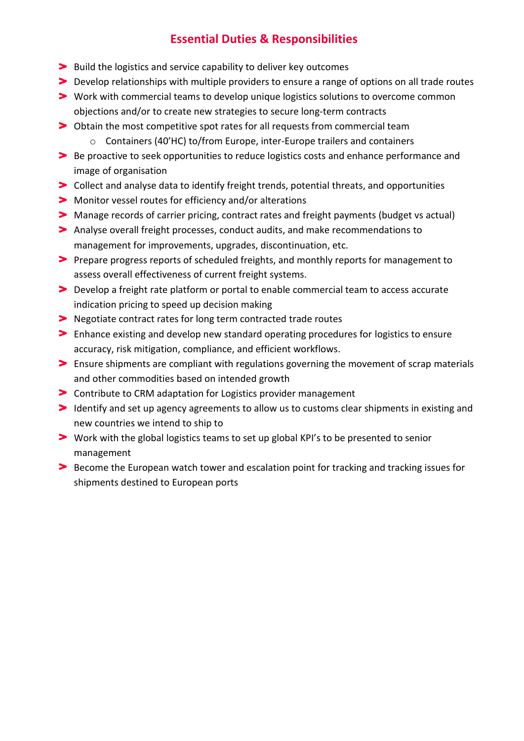## Essential Duties & Responsibilities

- Build the logistics and service capability to deliver key outcomes
- Develop relationships with multiple providers to ensure a range of options on all trade routes
- Work with commercial teams to develop unique logistics solutions to overcome common objections and/or to create new strategies to secure long-term contracts
- Obtain the most competitive spot rates for all requests from commercial team
    - Containers (40'HC) to/from Europe, inter-Europe trailers and containers
- Be proactive to seek opportunities to reduce logistics costs and enhance performance and image of organisation
- Collect and analyse data to identify freight trends, potential threats, and opportunities
- Monitor vessel routes for efficiency and/or alterations
- Manage records of carrier pricing, contract rates and freight payments (budget vs actual)
- Analyse overall freight processes, conduct audits, and make recommendations to management for improvements, upgrades, discontinuation, etc.
- Prepare progress reports of scheduled freights, and monthly reports for management to assess overall effectiveness of current freight systems.
- Develop a freight rate platform or portal to enable commercial team to access accurate indication pricing to speed up decision making
- Negotiate contract rates for long term contracted trade routes
- Enhance existing and develop new standard operating procedures for logistics to ensure accuracy, risk mitigation, compliance, and efficient workflows.
- Ensure shipments are compliant with regulations governing the movement of scrap materials and other commodities based on intended growth
- Contribute to CRM adaptation for Logistics provider management
- Identify and set up agency agreements to allow us to customs clear shipments in existing and new countries we intend to ship to
- Work with the global logistics teams to set up global KPI's to be presented to senior management
- Become the European watch tower and escalation point for tracking and tracking issues for shipments destined to European ports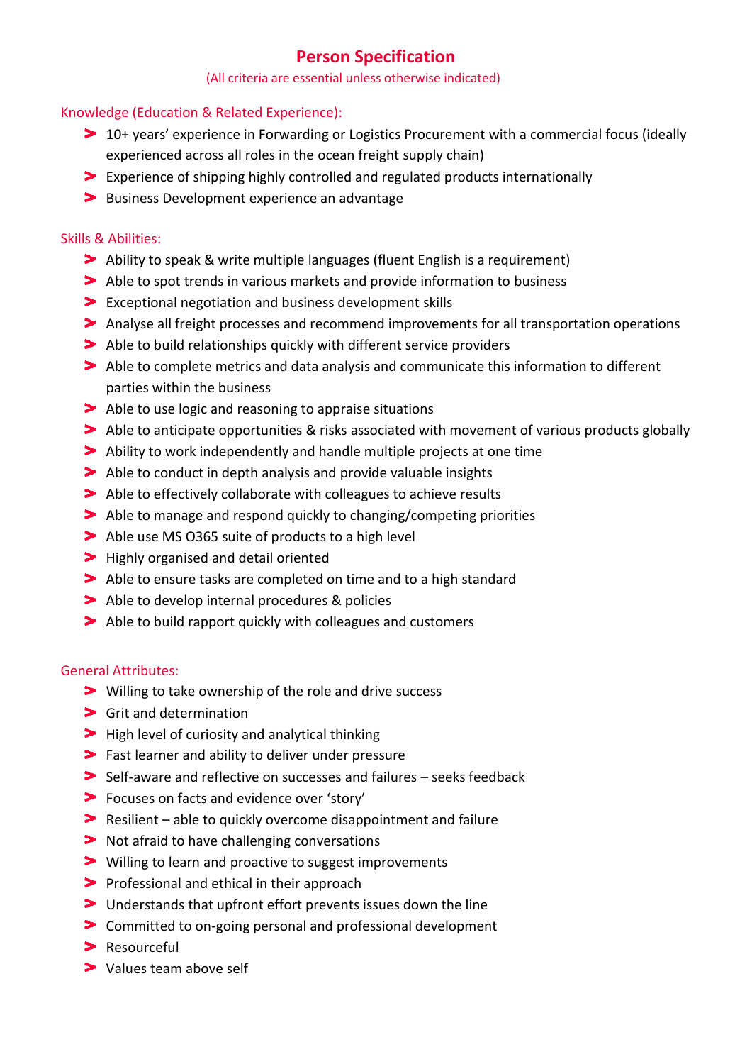# Person Specification

(All criteria are essential unless otherwise indicated)

## Knowledge (Education & Related Experience):

- 10+ years' experience in Forwarding or Logistics Procurement with a commercial focus (ideally experienced across all roles in the ocean freight supply chain)
- Experience of shipping highly controlled and regulated products internationally
- Business Development experience an advantage

## Skills & Abilities:

- Ability to speak & write multiple languages (fluent English is a requirement)
- Able to spot trends in various markets and provide information to business
- Exceptional negotiation and business development skills
- Analyse all freight processes and recommend improvements for all transportation operations
- Able to build relationships quickly with different service providers
- Able to complete metrics and data analysis and communicate this information to different parties within the business
- Able to use logic and reasoning to appraise situations
- Able to anticipate opportunities & risks associated with movement of various products globally
- Ability to work independently and handle multiple projects at one time
- Able to conduct in depth analysis and provide valuable insights
- Able to effectively collaborate with colleagues to achieve results
- Able to manage and respond quickly to changing/competing priorities
- Able use MS O365 suite of products to a high level
- Highly organised and detail oriented
- Able to ensure tasks are completed on time and to a high standard
- Able to develop internal procedures & policies
- Able to build rapport quickly with colleagues and customers

## General Attributes:

- Willing to take ownership of the role and drive success
- Grit and determination
- High level of curiosity and analytical thinking
- Fast learner and ability to deliver under pressure
- Self-aware and reflective on successes and failures – seeks feedback
- Focuses on facts and evidence over 'story'
- Resilient – able to quickly overcome disappointment and failure
- Not afraid to have challenging conversations
- Willing to learn and proactive to suggest improvements
- Professional and ethical in their approach
- Understands that upfront effort prevents issues down the line
- Committed to on-going personal and professional development
- Resourceful
- Values team above self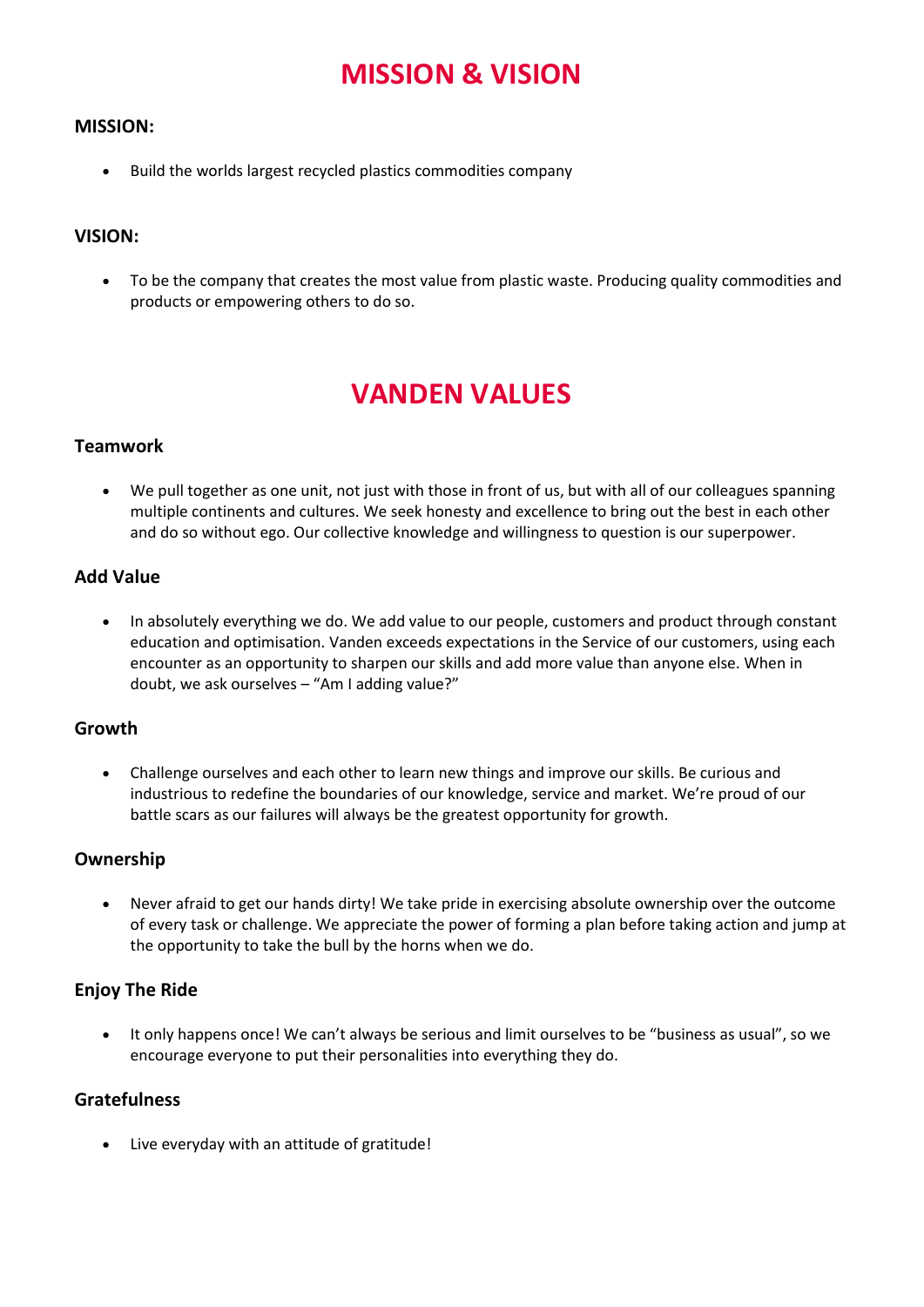# MISSION & VISION

**MISSION:**

- Build the worlds largest recycled plastics commodities company

**VISION:**

- To be the company that creates the most value from plastic waste. Producing quality commodities and products or empowering others to do so.

# VANDEN VALUES

### Teamwork

- We pull together as one unit, not just with those in front of us, but with all of our colleagues spanning multiple continents and cultures. We seek honesty and excellence to bring out the best in each other and do so without ego. Our collective knowledge and willingness to question is our superpower.

### Add Value

- In absolutely everything we do. We add value to our people, customers and product through constant education and optimisation. Vanden exceeds expectations in the Service of our customers, using each encounter as an opportunity to sharpen our skills and add more value than anyone else. When in doubt, we ask ourselves – "Am I adding value?"

### Growth

- Challenge ourselves and each other to learn new things and improve our skills. Be curious and industrious to redefine the boundaries of our knowledge, service and market. We're proud of our battle scars as our failures will always be the greatest opportunity for growth.

### Ownership

- Never afraid to get our hands dirty! We take pride in exercising absolute ownership over the outcome of every task or challenge. We appreciate the power of forming a plan before taking action and jump at the opportunity to take the bull by the horns when we do.

### Enjoy The Ride

- It only happens once! We can't always be serious and limit ourselves to be "business as usual", so we encourage everyone to put their personalities into everything they do.

### Gratefulness

- Live everyday with an attitude of gratitude!